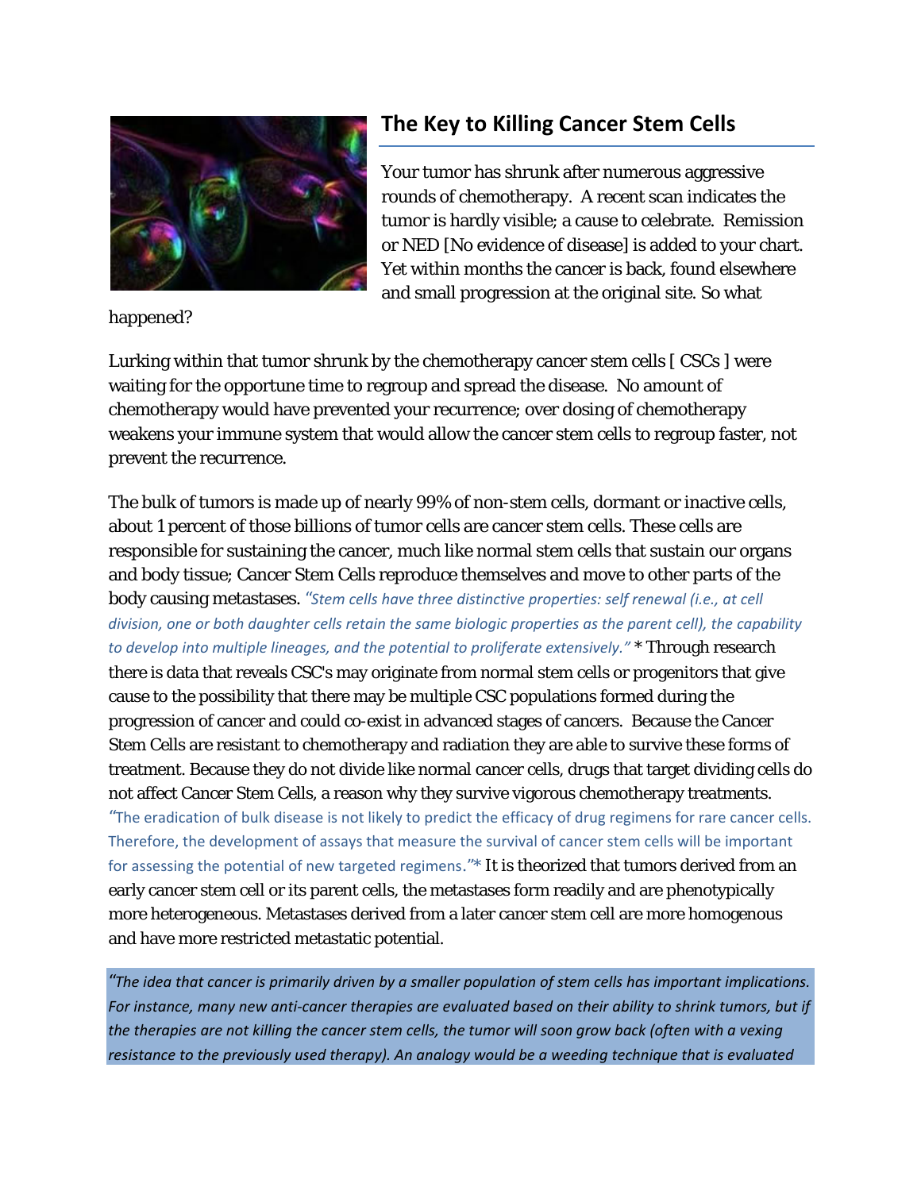## The Key to Killing Cancer Stem Cells

Your tumor has shrunk after numerous aggressive rounds of chemotherapy. A recent scan indicates the tumor is hardly visible; a cause to celebrate. Remission or NED [No evidence of disease] is added to your chart. Yet within months the cancer is back, found elsewhere and small progression at the original site. So what happened?

Lurking within that tumor shrunk by the chemotherapy cancer stem cells [ CSCs ] were waiting for the opportune time to regroup and spread the disease. No amount of chemotherapy would have prevented your recurrence; over dosing of chemotherapy weakens your immune system that would allow the cancer stem cells to regroup faster, not prevent the recurrence.

The bulk of tumors is made up of nearly 99% of non-stem cells, dormant or inactive cells, about 1 percent of those billions of tumor cells are cancer stem cells. These cells are responsible for sustaining the cancer, much like normal stem cells that sustain our organs and body tissue; Cancer Stem Cells reproduce themselves and move to other parts of the body causing metastases. *"Stem cells have three distinctive properties: self renewal (i.e., at cell division, one or both daughter cells retain the same biologic properties as the parent cell), the capability to develop into multiple lineages, and the potential to proliferate extensively."* * Through research there is data that reveals CSC's may originate from normal stem cells or progenitors that give cause to the possibility that there may be multiple CSC populations formed during the progression of cancer and could co-exist in advanced stages of cancers. Because the Cancer Stem Cells are resistant to chemotherapy and radiation they are able to survive these forms of treatment. Because they do not divide like normal cancer cells, drugs that target dividing cells do not affect Cancer Stem Cells, a reason why they survive vigorous chemotherapy treatments. "The eradication of bulk disease is not likely to predict the efficacy of drug regimens for rare cancer cells. Therefore, the development of assays that measure the survival of cancer stem cells will be important for assessing the potential of new targeted regimens."* It is theorized that tumors derived from an early cancer stem cell or its parent cells, the metastases form readily and are phenotypically more heterogeneous. Metastases derived from a later cancer stem cell are more homogenous and have more restricted metastatic potential.

*"The idea that cancer is primarily driven by a smaller population of stem cells has important implications. For instance, many new anti-cancer therapies are evaluated based on their ability to shrink tumors, but if the therapies are not killing the cancer stem cells, the tumor will soon grow back (often with a vexing resistance to the previously used therapy). An analogy would be a weeding technique that is evaluated*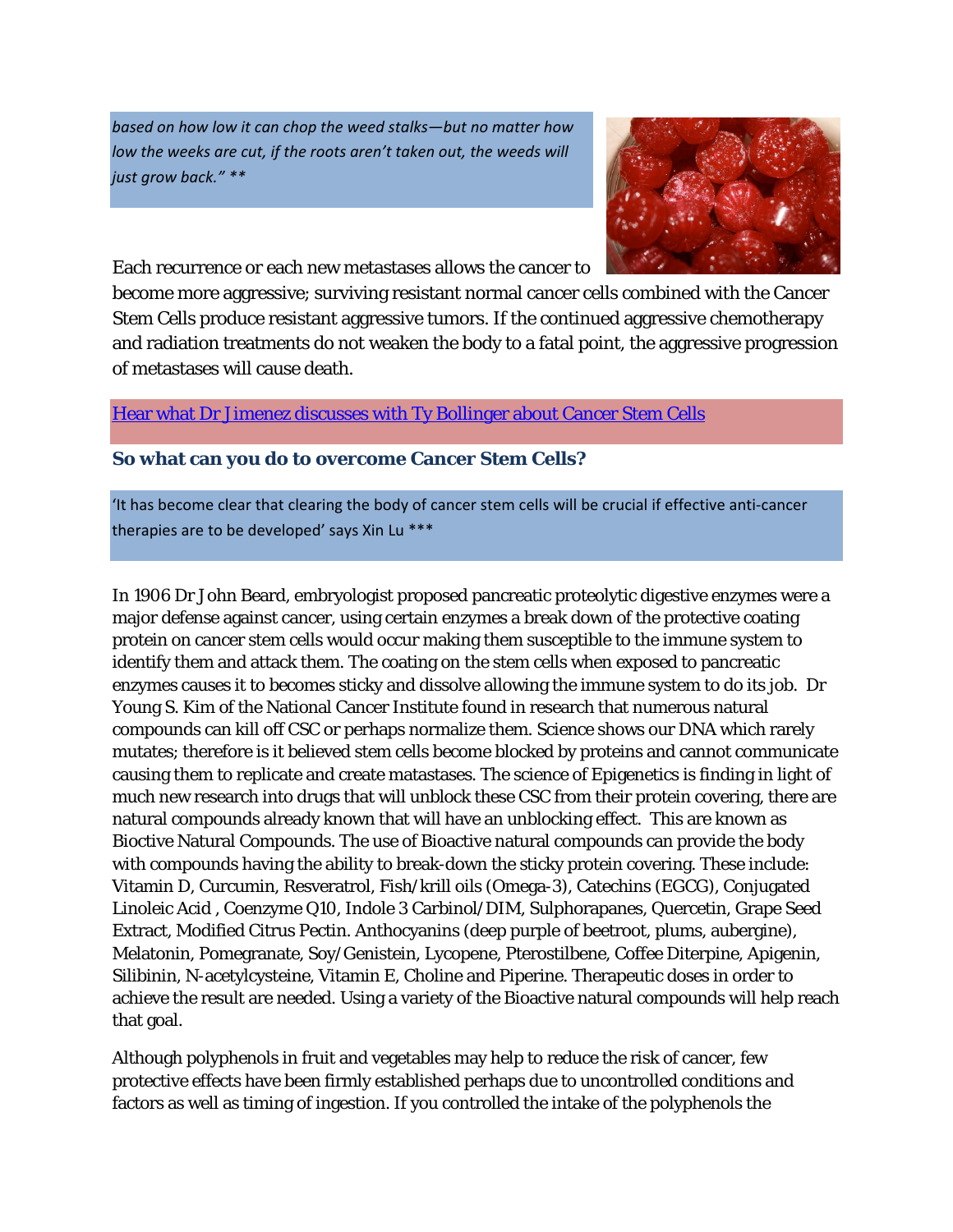*based on how low it can chop the weed stalks—but no matter how low the weeks are cut, if the roots aren't taken out, the weeds will just grow back." ***

Each recurrence or each new metastases allows the cancer to become more aggressive; surviving resistant normal cancer cells combined with the Cancer Stem Cells produce resistant aggressive tumors. If the continued aggressive chemotherapy and radiation treatments do not weaken the body to a fatal point, the aggressive progression of metastases will cause death.

Hear what Dr Jimenez discusses with Ty Bollinger about Cancer Stem Cells

### So what can you do to overcome Cancer Stem Cells?

'It has become clear that clearing the body of cancer stem cells will be crucial if effective anti-cancer therapies are to be developed' says Xin Lu ***

In 1906 Dr John Beard, embryologist proposed pancreatic proteolytic digestive enzymes were a major defense against cancer, using certain enzymes a break down of the protective coating protein on cancer stem cells would occur making them susceptible to the immune system to identify them and attack them. The coating on the stem cells when exposed to pancreatic enzymes causes it to becomes sticky and dissolve allowing the immune system to do its job. Dr Young S. Kim of the National Cancer Institute found in research that numerous natural compounds can kill off CSC or perhaps normalize them. Science shows our DNA which rarely mutates; therefore is it believed stem cells become blocked by proteins and cannot communicate causing them to replicate and create matastases. The science of Epigenetics is finding in light of much new research into drugs that will unblock these CSC from their protein covering, there are natural compounds already known that will have an unblocking effect. This are known as Bioctive Natural Compounds. The use of Bioactive natural compounds can provide the body with compounds having the ability to break-down the sticky protein covering. These include: Vitamin D, Curcumin, Resveratrol, Fish/krill oils (Omega-3), Catechins (EGCG), Conjugated Linoleic Acid , Coenzyme Q10, Indole 3 Carbinol/DIM, Sulphorapanes, Quercetin, Grape Seed Extract, Modified Citrus Pectin. Anthocyanins (deep purple of beetroot, plums, aubergine), Melatonin, Pomegranate, Soy/Genistein, Lycopene, Pterostilbene, Coffee Diterpine, Apigenin, Silibinin, N-acetylcysteine, Vitamin E, Choline and Piperine. Therapeutic doses in order to achieve the result are needed. Using a variety of the Bioactive natural compounds will help reach that goal.

Although polyphenols in fruit and vegetables may help to reduce the risk of cancer, few protective effects have been firmly established perhaps due to uncontrolled conditions and factors as well as timing of ingestion. If you controlled the intake of the polyphenols the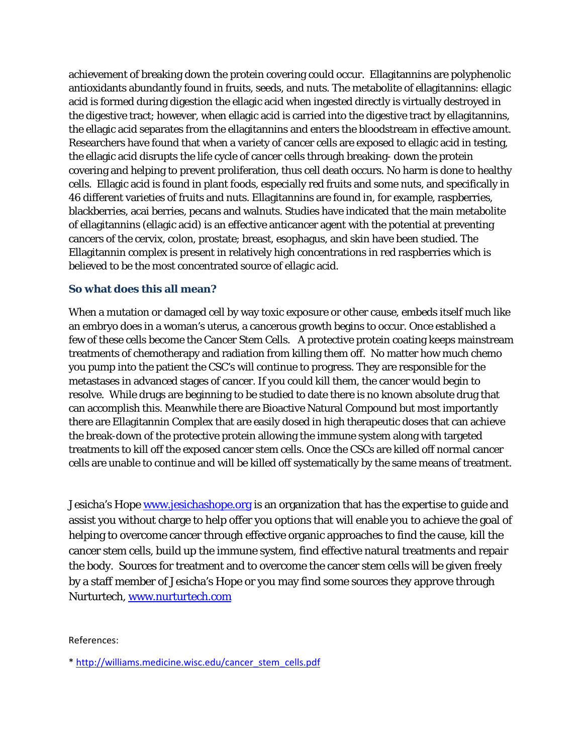achievement of breaking down the protein covering could occur. Ellagitannins are polyphenolic antioxidants abundantly found in fruits, seeds, and nuts. The metabolite of ellagitannins: ellagic acid is formed during digestion the ellagic acid when ingested directly is virtually destroyed in the digestive tract; however, when ellagic acid is carried into the digestive tract by ellagitannins, the ellagic acid separates from the ellagitannins and enters the bloodstream in effective amount. Researchers have found that when a variety of cancer cells are exposed to ellagic acid in testing, the ellagic acid disrupts the life cycle of cancer cells through breaking- down the protein covering and helping to prevent proliferation, thus cell death occurs. No harm is done to healthy cells. Ellagic acid is found in plant foods, especially red fruits and some nuts, and specifically in 46 different varieties of fruits and nuts. Ellagitannins are found in, for example, raspberries, blackberries, acai berries, pecans and walnuts. Studies have indicated that the main metabolite of ellagitannins (ellagic acid) is an effective anticancer agent with the potential at preventing cancers of the cervix, colon, prostate; breast, esophagus, and skin have been studied. The Ellagitannin complex is present in relatively high concentrations in red raspberries which is believed to be the most concentrated source of ellagic acid.

### So what does this all mean?

When a mutation or damaged cell by way toxic exposure or other cause, embeds itself much like an embryo does in a woman's uterus, a cancerous growth begins to occur. Once established a few of these cells become the Cancer Stem Cells. A protective protein coating keeps mainstream treatments of chemotherapy and radiation from killing them off. No matter how much chemo you pump into the patient the CSC's will continue to progress. They are responsible for the metastases in advanced stages of cancer. If you could kill them, the cancer would begin to resolve. While drugs are beginning to be studied to date there is no known absolute drug that can accomplish this. Meanwhile there are Bioactive Natural Compound but most importantly there are Ellagitannin Complex that are easily dosed in high therapeutic doses that can achieve the break-down of the protective protein allowing the immune system along with targeted treatments to kill off the exposed cancer stem cells. Once the CSCs are killed off normal cancer cells are unable to continue and will be killed off systematically by the same means of treatment.

Jesicha's Hope [www.jesichashope.org](http://www.jesichashope.org) is an organization that has the expertise to guide and assist you without charge to help offer you options that will enable you to achieve the goal of helping to overcome cancer through effective organic approaches to find the cause, kill the cancer stem cells, build up the immune system, find effective natural treatments and repair the body. Sources for treatment and to overcome the cancer stem cells will be given freely by a staff member of Jesicha's Hope or you may find some sources they approve through Nurturtech, [www.nurturtech.com](http://www.nurturtech.com)

References:

* http://williams.medicine.wisc.edu/cancer_stem_cells.pdf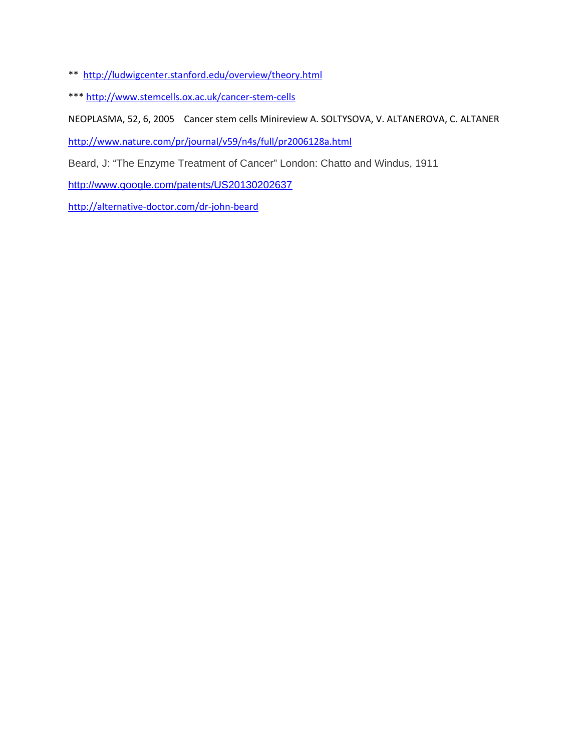** http://ludwigcenter.stanford.edu/overview/theory.html

*** http://www.stemcells.ox.ac.uk/cancer-stem-cells

NEOPLASMA, 52, 6, 2005 Cancer stem cells Minireview A. SOLTYSOVA, V. ALTANEROVA, C. ALTANER

http://www.nature.com/pr/journal/v59/n4s/full/pr2006128a.html

Beard, J: "The Enzyme Treatment of Cancer" London: Chatto and Windus, 1911

http://www.google.com/patents/US20130202637

http://alternative-doctor.com/dr-john-beard